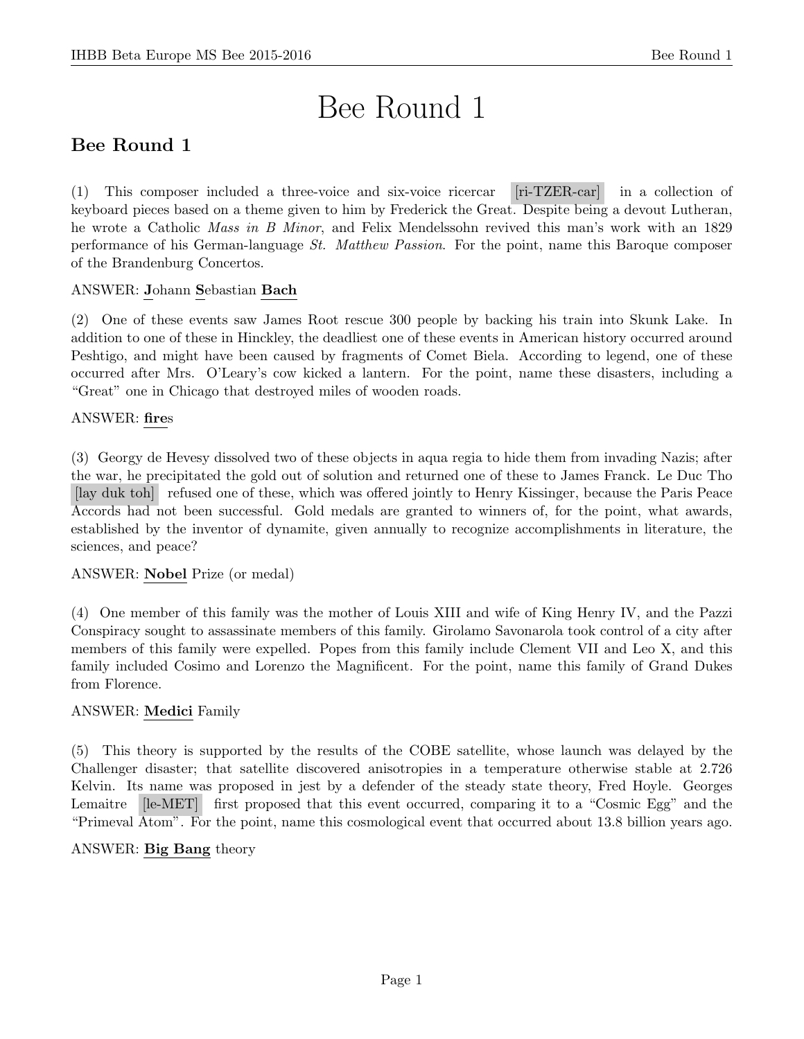# Bee Round 1

## Bee Round 1

(1) This composer included a three-voice and six-voice ricercar [ri-TZER-car] in a collection of keyboard pieces based on a theme given to him by Frederick the Great. Despite being a devout Lutheran, he wrote a Catholic *Mass in B Minor*, and Felix Mendelssohn revived this man's work with an 1829 performance of his German-language *St. Matthew Passion*. For the point, name this Baroque composer of the Brandenburg Concertos.

ANSWER: **J**ohann **S**ebastian **Bach**

(2) One of these events saw James Root rescue 300 people by backing his train into Skunk Lake. In addition to one of these in Hinckley, the deadliest one of these events in American history occurred around Peshtigo, and might have been caused by fragments of Comet Biela. According to legend, one of these occurred after Mrs. O'Leary's cow kicked a lantern. For the point, name these disasters, including a "Great" one in Chicago that destroyed miles of wooden roads.

ANSWER: **fire**s

(3) Georgy de Hevesy dissolved two of these objects in aqua regia to hide them from invading Nazis; after the war, he precipitated the gold out of solution and returned one of these to James Franck. Le Duc Tho [lay duk toh] refused one of these, which was offered jointly to Henry Kissinger, because the Paris Peace Accords had not been successful. Gold medals are granted to winners of, for the point, what awards, established by the inventor of dynamite, given annually to recognize accomplishments in literature, the sciences, and peace?

ANSWER: **Nobel** Prize (or medal)

(4) One member of this family was the mother of Louis XIII and wife of King Henry IV, and the Pazzi Conspiracy sought to assassinate members of this family. Girolamo Savonarola took control of a city after members of this family were expelled. Popes from this family include Clement VII and Leo X, and this family included Cosimo and Lorenzo the Magnificent. For the point, name this family of Grand Dukes from Florence.

ANSWER: **Medici** Family

(5) This theory is supported by the results of the COBE satellite, whose launch was delayed by the Challenger disaster; that satellite discovered anisotropies in a temperature otherwise stable at 2.726 Kelvin. Its name was proposed in jest by a defender of the steady state theory, Fred Hoyle. Georges Lemaitre [le-MET] first proposed that this event occurred, comparing it to a "Cosmic Egg" and the "Primeval Atom". For the point, name this cosmological event that occurred about 13.8 billion years ago.

ANSWER: **Big Bang** theory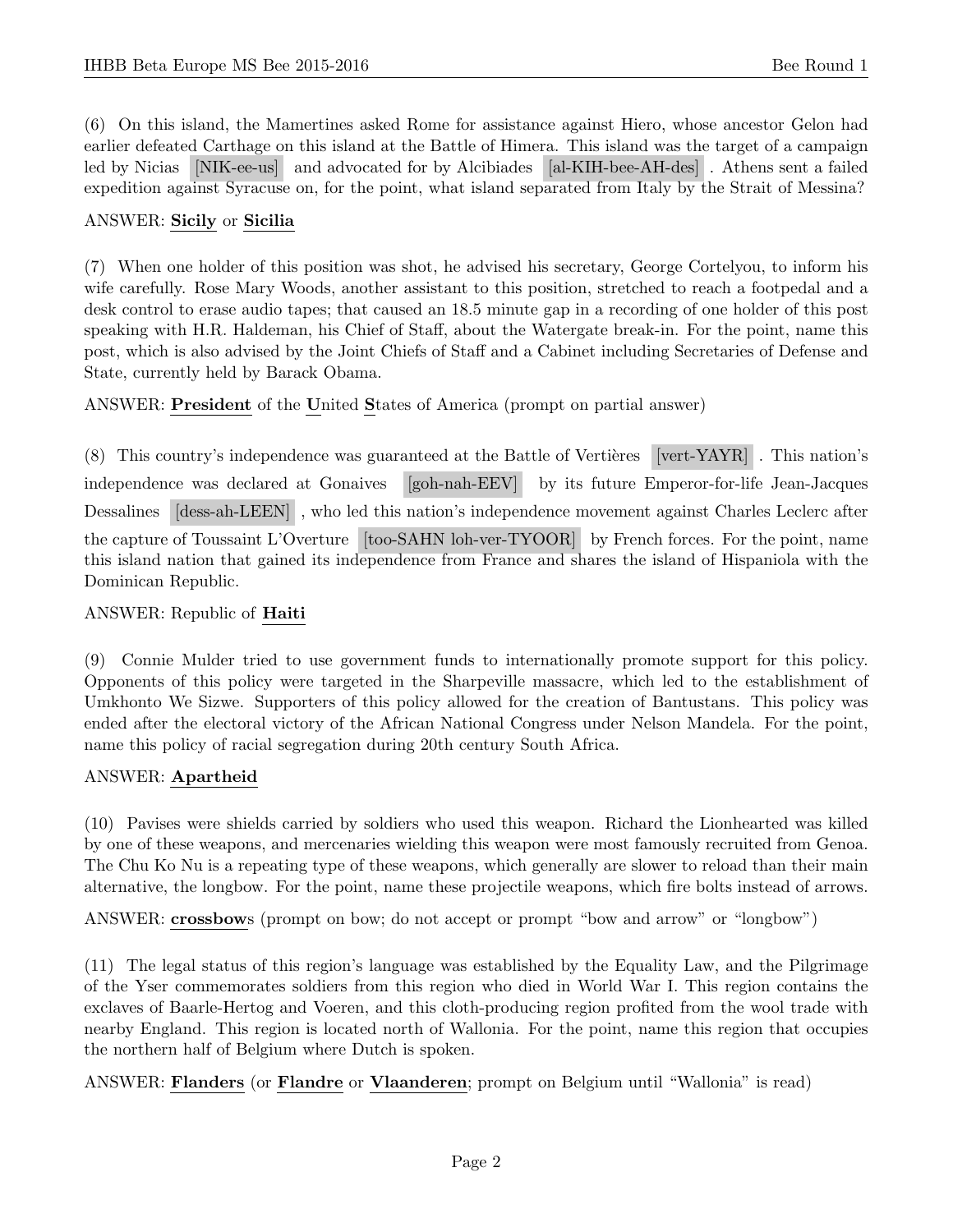(6) On this island, the Mamertines asked Rome for assistance against Hiero, whose ancestor Gelon had earlier defeated Carthage on this island at the Battle of Himera. This island was the target of a campaign led by Nicias [NIK-ee-us] and advocated for by Alcibiades [al-KIH-bee-AH-des]. Athens sent a failed expedition against Syracuse on, for the point, what island separated from Italy by the Strait of Messina?

ANSWER: **Sicily** or **Sicilia**

(7) When one holder of this position was shot, he advised his secretary, George Cortelyou, to inform his wife carefully. Rose Mary Woods, another assistant to this position, stretched to reach a footpedal and a desk control to erase audio tapes; that caused an 18.5 minute gap in a recording of one holder of this post speaking with H.R. Haldeman, his Chief of Staff, about the Watergate break-in. For the point, name this post, which is also advised by the Joint Chiefs of Staff and a Cabinet including Secretaries of Defense and State, currently held by Barack Obama.

ANSWER: **President** of the **U**nited **S**tates of America (prompt on partial answer)

(8) This country's independence was guaranteed at the Battle of Vertières [vert-YAYR]. This nation's independence was declared at Gonaives [goh-nah-EEV] by its future Emperor-for-life Jean-Jacques Dessalines [dess-ah-LEEN], who led this nation's independence movement against Charles Leclerc after the capture of Toussaint L'Overture [too-SAHN loh-ver-TYOOR] by French forces. For the point, name this island nation that gained its independence from France and shares the island of Hispaniola with the Dominican Republic.

ANSWER: Republic of **Haiti**

(9) Connie Mulder tried to use government funds to internationally promote support for this policy. Opponents of this policy were targeted in the Sharpeville massacre, which led to the establishment of Umkhonto We Sizwe. Supporters of this policy allowed for the creation of Bantustans. This policy was ended after the electoral victory of the African National Congress under Nelson Mandela. For the point, name this policy of racial segregation during 20th century South Africa.

ANSWER: **Apartheid**

(10) Pavises were shields carried by soldiers who used this weapon. Richard the Lionhearted was killed by one of these weapons, and mercenaries wielding this weapon were most famously recruited from Genoa. The Chu Ko Nu is a repeating type of these weapons, which generally are slower to reload than their main alternative, the longbow. For the point, name these projectile weapons, which fire bolts instead of arrows.

ANSWER: **crossbow**s (prompt on bow; do not accept or prompt "bow and arrow" or "longbow")

(11) The legal status of this region's language was established by the Equality Law, and the Pilgrimage of the Yser commemorates soldiers from this region who died in World War I. This region contains the exclaves of Baarle-Hertog and Voeren, and this cloth-producing region profited from the wool trade with nearby England. This region is located north of Wallonia. For the point, name this region that occupies the northern half of Belgium where Dutch is spoken.

ANSWER: **Flanders** (or **Flandre** or **Vlaanderen**; prompt on Belgium until "Wallonia" is read)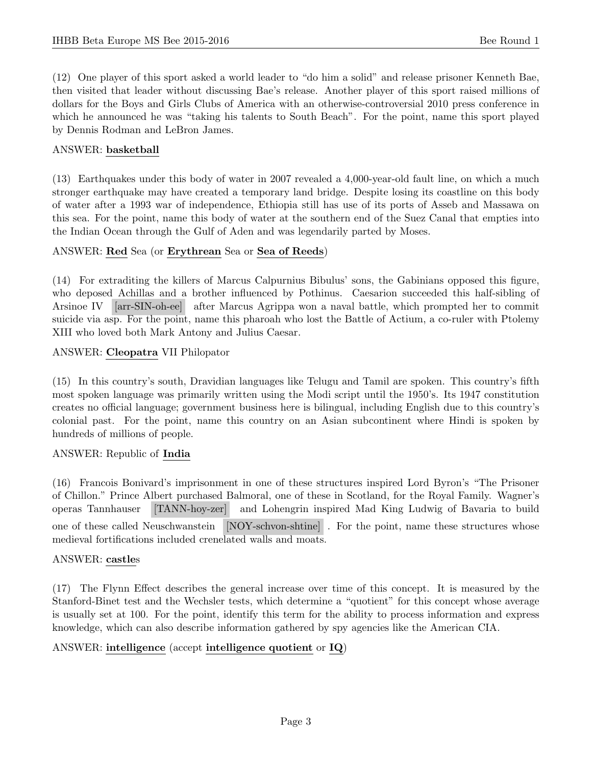(12) One player of this sport asked a world leader to "do him a solid" and release prisoner Kenneth Bae, then visited that leader without discussing Bae's release. Another player of this sport raised millions of dollars for the Boys and Girls Clubs of America with an otherwise-controversial 2010 press conference in which he announced he was "taking his talents to South Beach". For the point, name this sport played by Dennis Rodman and LeBron James.

ANSWER: **basketball**

(13) Earthquakes under this body of water in 2007 revealed a 4,000-year-old fault line, on which a much stronger earthquake may have created a temporary land bridge. Despite losing its coastline on this body of water after a 1993 war of independence, Ethiopia still has use of its ports of Asseb and Massawa on this sea. For the point, name this body of water at the southern end of the Suez Canal that empties into the Indian Ocean through the Gulf of Aden and was legendarily parted by Moses.

ANSWER: **Red** Sea (or **Erythrean** Sea or **Sea of Reeds**)

(14) For extraditing the killers of Marcus Calpurnius Bibulus' sons, the Gabinians opposed this figure, who deposed Achillas and a brother influenced by Pothinus. Caesarion succeeded this half-sibling of Arsinoe IV [arr-SIN-oh-ee] after Marcus Agrippa won a naval battle, which prompted her to commit suicide via asp. For the point, name this pharoah who lost the Battle of Actium, a co-ruler with Ptolemy XIII who loved both Mark Antony and Julius Caesar.

ANSWER: **Cleopatra** VII Philopator

(15) In this country's south, Dravidian languages like Telugu and Tamil are spoken. This country's fifth most spoken language was primarily written using the Modi script until the 1950's. Its 1947 constitution creates no official language; government business here is bilingual, including English due to this country's colonial past. For the point, name this country on an Asian subcontinent where Hindi is spoken by hundreds of millions of people.

ANSWER: Republic of **India**

(16) Francois Bonivard's imprisonment in one of these structures inspired Lord Byron's "The Prisoner of Chillon." Prince Albert purchased Balmoral, one of these in Scotland, for the Royal Family. Wagner's operas Tannhauser [TANN-hoy-zer] and Lohengrin inspired Mad King Ludwig of Bavaria to build one of these called Neuschwanstein [NOY-schvon-shtine] . For the point, name these structures whose medieval fortifications included crenelated walls and moats.

ANSWER: **castle**s

(17) The Flynn Effect describes the general increase over time of this concept. It is measured by the Stanford-Binet test and the Wechsler tests, which determine a "quotient" for this concept whose average is usually set at 100. For the point, identify this term for the ability to process information and express knowledge, which can also describe information gathered by spy agencies like the American CIA.

ANSWER: **intelligence** (accept **intelligence quotient** or **IQ**)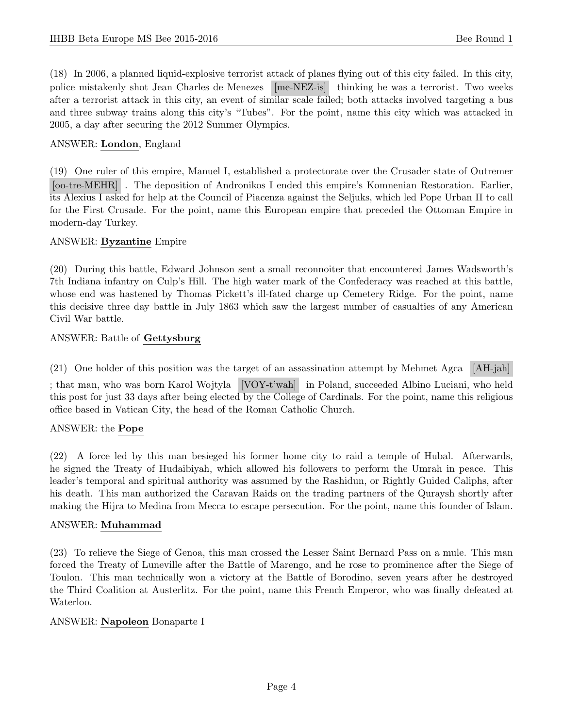(18) In 2006, a planned liquid-explosive terrorist attack of planes flying out of this city failed. In this city, police mistakenly shot Jean Charles de Menezes [me-NEZ-is] thinking he was a terrorist. Two weeks after a terrorist attack in this city, an event of similar scale failed; both attacks involved targeting a bus and three subway trains along this city's "Tubes". For the point, name this city which was attacked in 2005, a day after securing the 2012 Summer Olympics.

ANSWER: **London**, England

(19) One ruler of this empire, Manuel I, established a protectorate over the Crusader state of Outremer [oo-tre-MEHR] . The deposition of Andronikos I ended this empire's Komnenian Restoration. Earlier, its Alexius I asked for help at the Council of Piacenza against the Seljuks, which led Pope Urban II to call for the First Crusade. For the point, name this European empire that preceded the Ottoman Empire in modern-day Turkey.

ANSWER: **Byzantine** Empire

(20) During this battle, Edward Johnson sent a small reconnoiter that encountered James Wadsworth's 7th Indiana infantry on Culp's Hill. The high water mark of the Confederacy was reached at this battle, whose end was hastened by Thomas Pickett's ill-fated charge up Cemetery Ridge. For the point, name this decisive three day battle in July 1863 which saw the largest number of casualties of any American Civil War battle.

ANSWER: Battle of **Gettysburg**

(21) One holder of this position was the target of an assassination attempt by Mehmet Agca [AH-jah] ; that man, who was born Karol Wojtyla [VOY-t'wah] in Poland, succeeded Albino Luciani, who held this post for just 33 days after being elected by the College of Cardinals. For the point, name this religious office based in Vatican City, the head of the Roman Catholic Church.

ANSWER: the **Pope**

(22) A force led by this man besieged his former home city to raid a temple of Hubal. Afterwards, he signed the Treaty of Hudaibiyah, which allowed his followers to perform the Umrah in peace. This leader's temporal and spiritual authority was assumed by the Rashidun, or Rightly Guided Caliphs, after his death. This man authorized the Caravan Raids on the trading partners of the Quraysh shortly after making the Hijra to Medina from Mecca to escape persecution. For the point, name this founder of Islam.

ANSWER: **Muhammad**

(23) To relieve the Siege of Genoa, this man crossed the Lesser Saint Bernard Pass on a mule. This man forced the Treaty of Luneville after the Battle of Marengo, and he rose to prominence after the Siege of Toulon. This man technically won a victory at the Battle of Borodino, seven years after he destroyed the Third Coalition at Austerlitz. For the point, name this French Emperor, who was finally defeated at Waterloo.

ANSWER: **Napoleon** Bonaparte I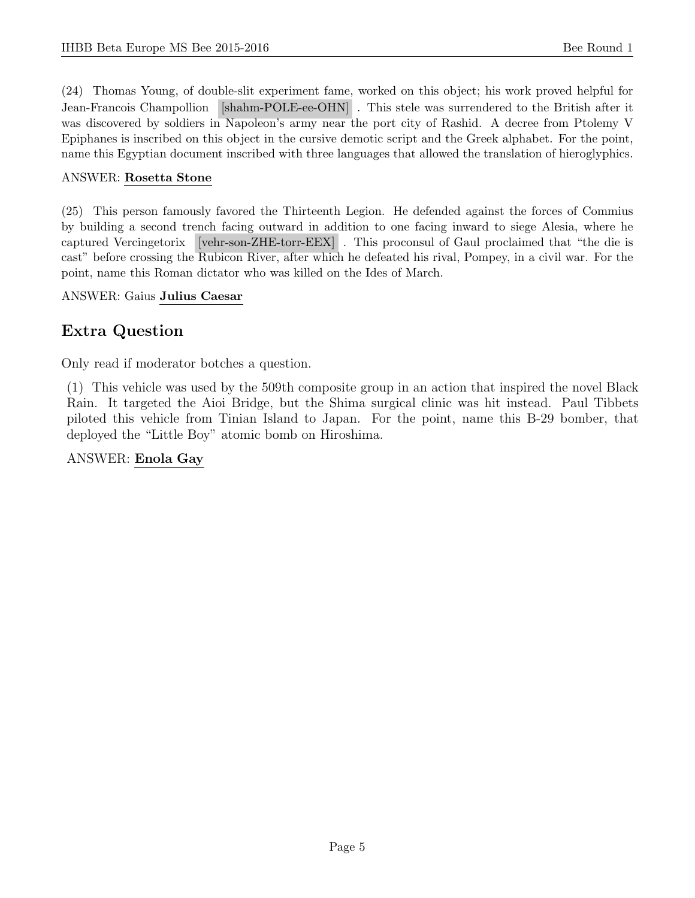(24) Thomas Young, of double-slit experiment fame, worked on this object; his work proved helpful for Jean-Francois Champollion [shahm-POLE-ee-OHN] . This stele was surrendered to the British after it was discovered by soldiers in Napoleon's army near the port city of Rashid. A decree from Ptolemy V Epiphanes is inscribed on this object in the cursive demotic script and the Greek alphabet. For the point, name this Egyptian document inscribed with three languages that allowed the translation of hieroglyphics.

ANSWER: **Rosetta Stone**

(25) This person famously favored the Thirteenth Legion. He defended against the forces of Commius by building a second trench facing outward in addition to one facing inward to siege Alesia, where he captured Vercingetorix [vehr-son-ZHE-torr-EEX] . This proconsul of Gaul proclaimed that "the die is cast" before crossing the Rubicon River, after which he defeated his rival, Pompey, in a civil war. For the point, name this Roman dictator who was killed on the Ides of March.

ANSWER: Gaius **Julius Caesar**

## Extra Question

Only read if moderator botches a question.

(1) This vehicle was used by the 509th composite group in an action that inspired the novel Black Rain. It targeted the Aioi Bridge, but the Shima surgical clinic was hit instead. Paul Tibbets piloted this vehicle from Tinian Island to Japan. For the point, name this B-29 bomber, that deployed the "Little Boy" atomic bomb on Hiroshima.

ANSWER: **Enola Gay**